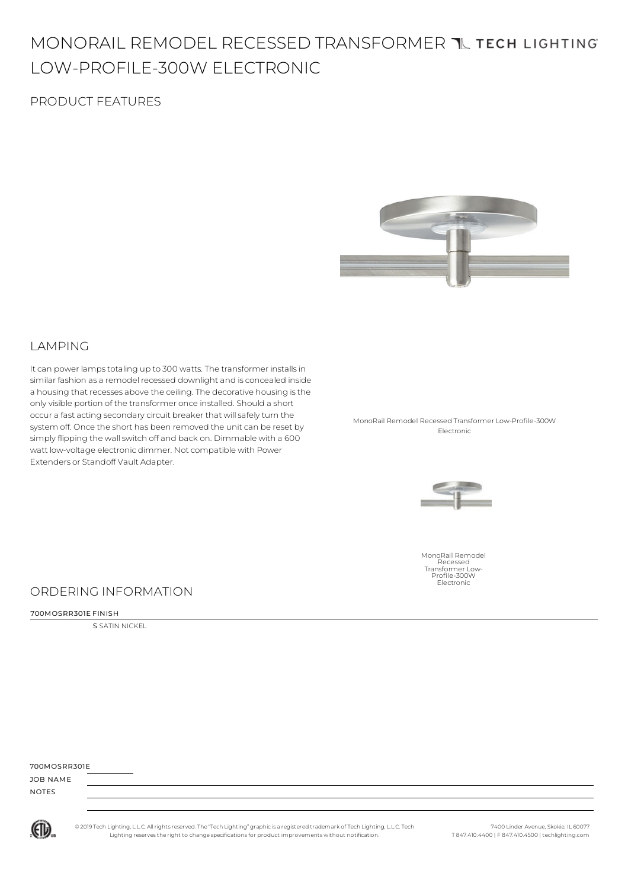# MONORAIL REMODEL RECESSED TRANSFORMER LOW-PROFILE-300W ELECTRONIC

TECH LIGHTING

## PRODUCT FEATURES

## LAMPING

It can power lamps totaling up to 300 watts. The transformer installs in similar fashion as a remodel recessed downlight and is concealed inside a housing that recesses above the ceiling. The decorative housing is the only visible portion of the transformer once installed. Should a short occur a fast acting secondary circuit breaker that will safely turn the system off. Once the short has been removed the unit can be reset by simply flipping the wall switch off and back on. Dimmable with a 600 watt low-voltage electronic dimmer. Not compatible with Power Extenders or Standoff Vault Adapter.

MonoRail Remodel Recessed Transformer Low-Profile-300W Electronic

MonoRail Remodel Recessed Transformer Low-Profile-300W Electronic

## ORDERING INFORMATION

| 700MOSRR301E | FINISH |
|---|---|
| | **S** SATIN NICKEL |

700MOSRR301E ________

JOB NAME

NOTES

© 2019 Tech Lighting, L.L.C. All rights reserved. The "Tech Lighting" graphic is a registered trademark of Tech Lighting, L.L.C. Tech Lighting reserves the right to change specifications for product improvements without notification.

7400 Linder Avenue, Skokie, IL 60077
T 847.410.4400 | F 847.410.4500 | techlighting.com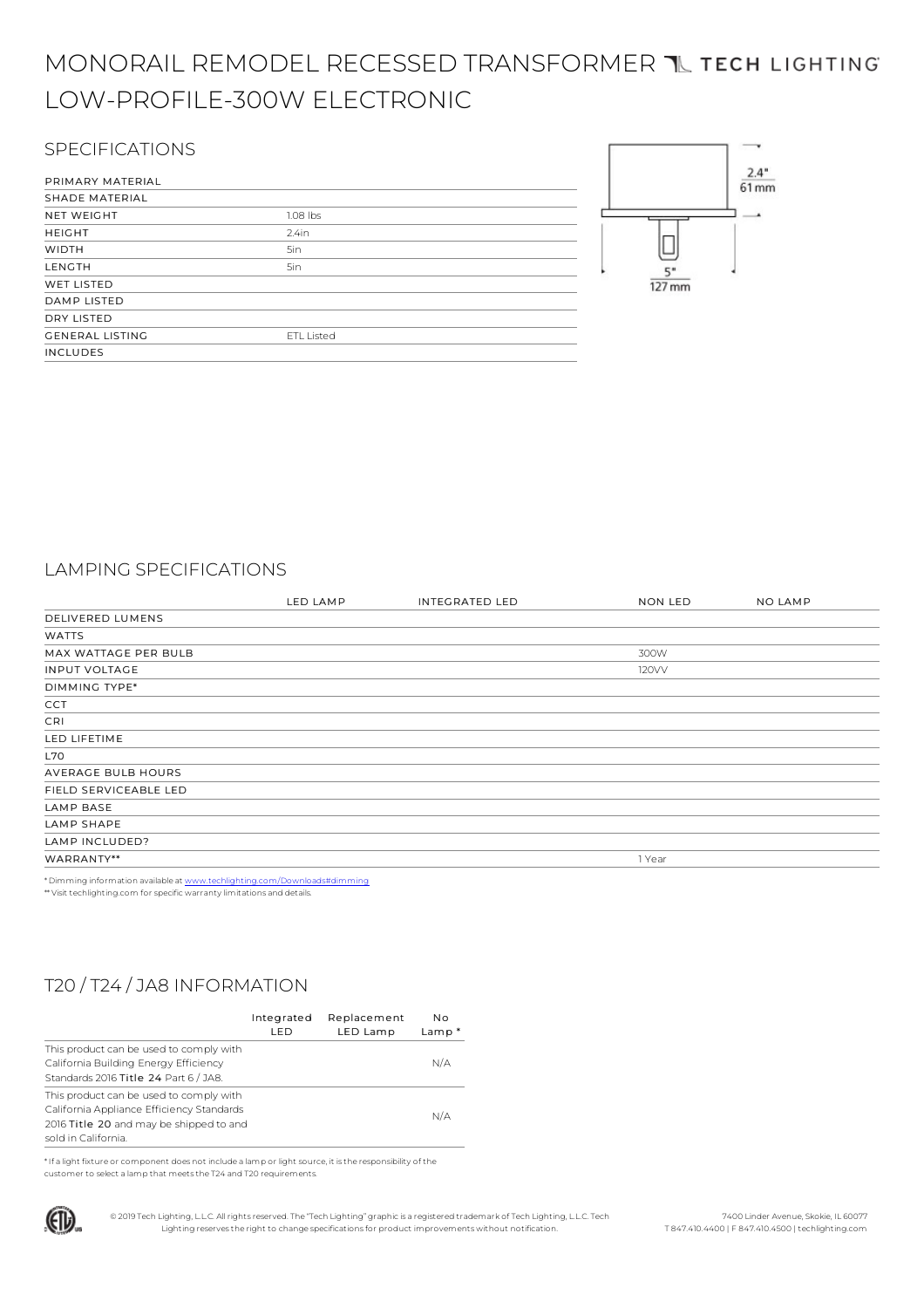# MONORAIL REMODEL RECESSED TRANSFORMER LOW-PROFILE-300W ELECTRONIC

TECH LIGHTING

## SPECIFICATIONS

| | |
|---|---|
| PRIMARY MATERIAL | |
| SHADE MATERIAL | |
| NET WEIGHT | 1.08 lbs |
| HEIGHT | 2.4in |
| WIDTH | 5in |
| LENGTH | 5in |
| WET LISTED | |
| DAMP LISTED | |
| DRY LISTED | |
| GENERAL LISTING | ETL Listed |
| INCLUDES | |

2.4"
61 mm

5"
127 mm

## LAMPING SPECIFICATIONS

| | LED LAMP | INTEGRATED LED | NON LED | NO LAMP |
|---|---|---|---|---|
| DELIVERED LUMENS | | | | |
| WATTS | | | | |
| MAX WATTAGE PER BULB | | | 300W | |
| INPUT VOLTAGE | | | 120VV | |
| DIMMING TYPE* | | | | |
| CCT | | | | |
| CRI | | | | |
| LED LIFETIME | | | | |
| L70 | | | | |
| AVERAGE BULB HOURS | | | | |
| FIELD SERVICEABLE LED | | | | |
| LAMP BASE | | | | |
| LAMP SHAPE | | | | |
| LAMP INCLUDED? | | | | |
| WARRANTY** | | | 1 Year | |

* Dimming information available at www.techlighting.com/Downloads#dimming
** Visit techlighting.com for specific warranty limitations and details.

## T20 / T24 / JA8 INFORMATION

| | Integrated LED | Replacement LED Lamp | No Lamp * |
|---|---|---|---|
| This product can be used to comply with California Building Energy Efficiency Standards 2016 **Title 24** Part 6 / JA8. | | | N/A |
| This product can be used to comply with California Appliance Efficiency Standards 2016 **Title 20** and may be shipped to and sold in California. | | | N/A |

* If a light fixture or component does not include a lamp or light source, it is the responsibility of the customer to select a lamp that meets the T24 and T20 requirements.

© 2019 Tech Lighting, L.L.C. All rights reserved. The "Tech Lighting" graphic is a registered trademark of Tech Lighting, L.L.C. Tech Lighting reserves the right to change specifications for product improvements without notification.

7400 Linder Avenue, Skokie, IL 60077
T 847.410.4400 | F 847.410.4500 | techlighting.com